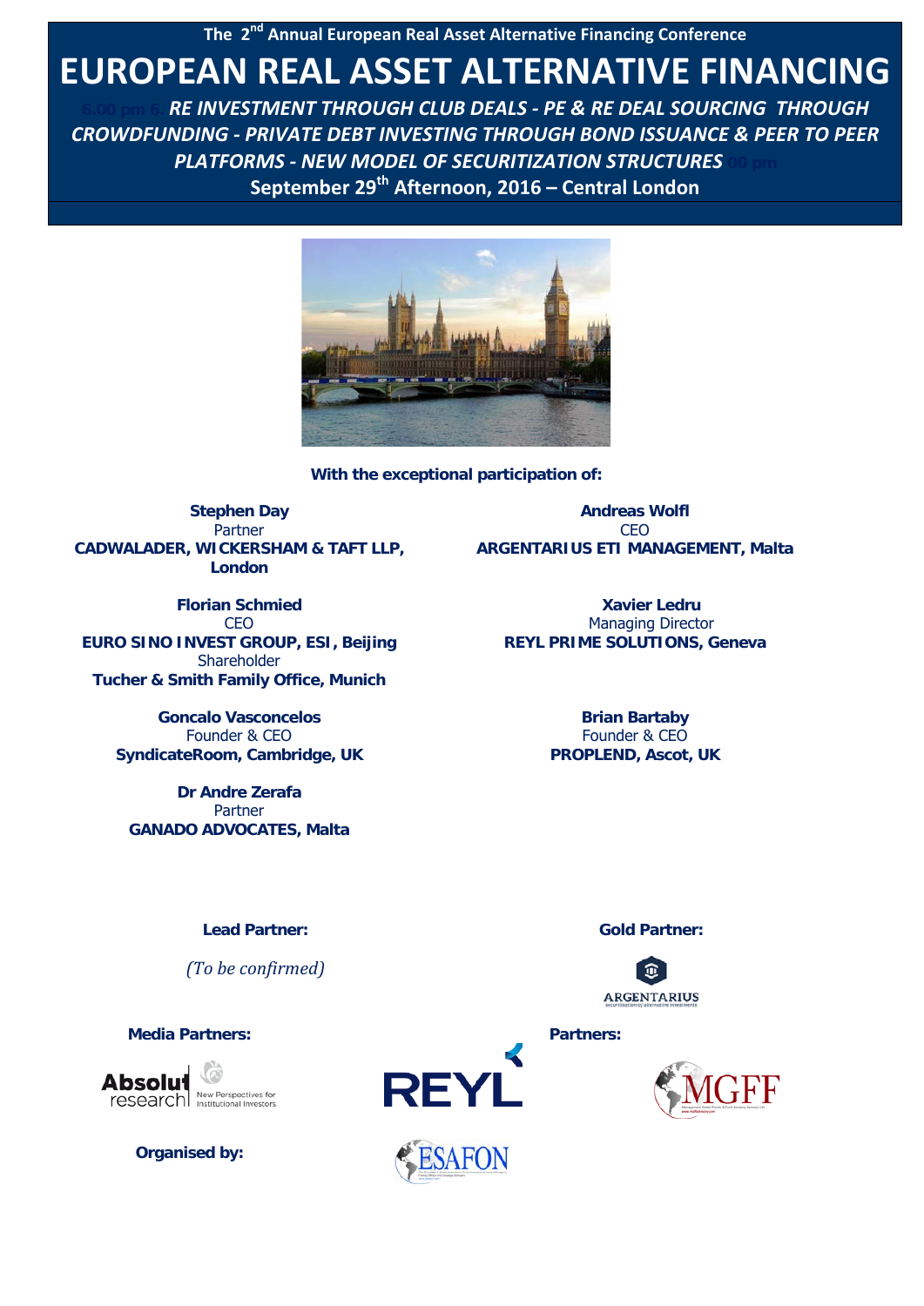The 2nd Annual European Real Asset Alternative Financing Conference

# EUROPEAN REAL ASSET ALTERNATIVE FINANCING

***RE INVESTMENT THROUGH CLUB DEALS - PE & RE DEAL SOURCING THROUGH CROWDFUNDING - PRIVATE DEBT INVESTING THROUGH BOND ISSUANCE & PEER TO PEER PLATFORMS - NEW MODEL OF SECURITIZATION STRUCTURES***

**September 29th Afternoon, 2016 – Central London**

**With the exceptional participation of:**

**Stephen Day**
Partner
**CADWALADER, WICKERSHAM & TAFT LLP, London**

**Andreas Wolfl**
CEO
**ARGENTARIUS ETI MANAGEMENT, Malta**

**Florian Schmied**
CEO
**EURO SINO INVEST GROUP, ESI, Beijing**
Shareholder
**Tucher & Smith Family Office, Munich**

**Xavier Ledru**
Managing Director
**REYL PRIME SOLUTIONS, Geneva**

**Goncalo Vasconcelos**
Founder & CEO
**SyndicateRoom, Cambridge, UK**

**Brian Bartaby**
Founder & CEO
**PROPLEND, Ascot, UK**

**Dr Andre Zerafa**
Partner
**GANADO ADVOCATES, Malta**

**Lead Partner:**

*(To be confirmed)*

**Gold Partner:**

ARGENTARIUS

**Media Partners:**

Absolut research

**Partners:**

REYL

MGFF

**Organised by:**

ESAFON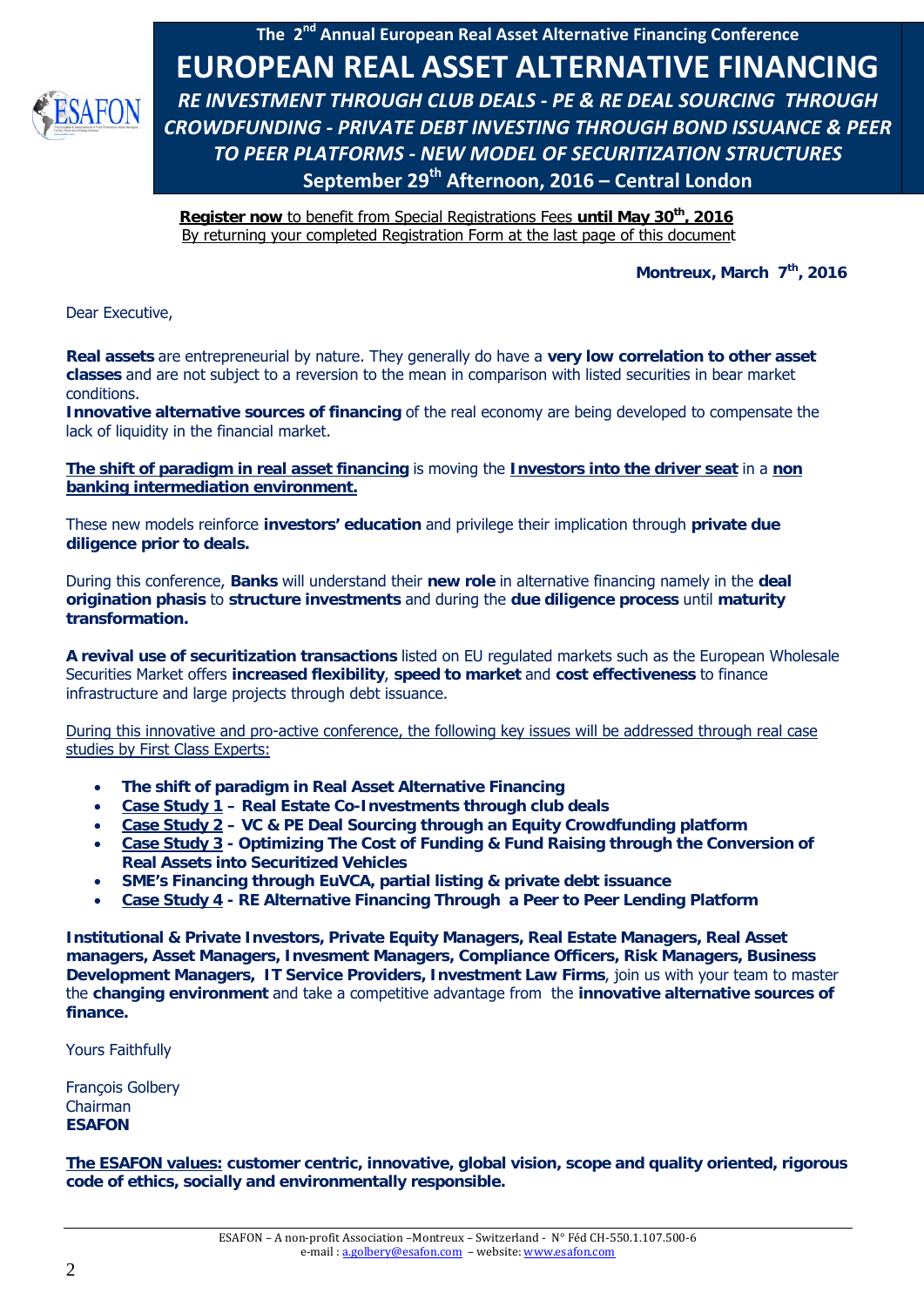The 2nd Annual European Real Asset Alternative Financing Conference

# EUROPEAN REAL ASSET ALTERNATIVE FINANCING

***RE INVESTMENT THROUGH CLUB DEALS - PE & RE DEAL SOURCING THROUGH CROWDFUNDING - PRIVATE DEBT INVESTING THROUGH BOND ISSUANCE & PEER TO PEER PLATFORMS - NEW MODEL OF SECURITIZATION STRUCTURES***

**September 29th Afternoon, 2016 – Central London**

**Register now** to benefit from Special Registrations Fees **until May 30th, 2016**
By returning your completed Registration Form at the last page of this document

**Montreux, March 7th, 2016**

Dear Executive,

**Real assets** are entrepreneurial by nature. They generally do have a **very low correlation to other asset classes** and are not subject to a reversion to the mean in comparison with listed securities in bear market conditions.
**Innovative alternative sources of financing** of the real economy are being developed to compensate the lack of liquidity in the financial market.

**The shift of paradigm in real asset financing** is moving the **Investors into the driver seat** in a **non banking intermediation environment.**

These new models reinforce **investors' education** and privilege their implication through **private due diligence prior to deals.**

During this conference, **Banks** will understand their **new role** in alternative financing namely in the **deal origination phasis** to **structure investments** and during the **due diligence process** until **maturity transformation.**

**A revival use of securitization transactions** listed on EU regulated markets such as the European Wholesale Securities Market offers **increased flexibility**, **speed to market** and **cost effectiveness** to finance infrastructure and large projects through debt issuance.

During this innovative and pro-active conference, the following key issues will be addressed through real case studies by First Class Experts:

- **The shift of paradigm in Real Asset Alternative Financing**
- **Case Study 1 – Real Estate Co-Investments through club deals**
- **Case Study 2 – VC & PE Deal Sourcing through an Equity Crowdfunding platform**
- **Case Study 3 - Optimizing The Cost of Funding & Fund Raising through the Conversion of Real Assets into Securitized Vehicles**
- **SME's Financing through EuVCA, partial listing & private debt issuance**
- **Case Study 4 - RE Alternative Financing Through a Peer to Peer Lending Platform**

**Institutional & Private Investors, Private Equity Managers, Real Estate Managers, Real Asset managers, Asset Managers, Invesment Managers, Compliance Officers, Risk Managers, Business Development Managers, IT Service Providers, Investment Law Firms**, join us with your team to master the **changing environment** and take a competitive advantage from the **innovative alternative sources of finance.**

Yours Faithfully

François Golbery
Chairman
**ESAFON**

**The ESAFON values: customer centric, innovative, global vision, scope and quality oriented, rigorous code of ethics, socially and environmentally responsible.**

ESAFON – A non-profit Association –Montreux – Switzerland - N° Féd CH-550.1.107.500-6
e-mail : a.golbery@esafon.com – website: www.esafon.com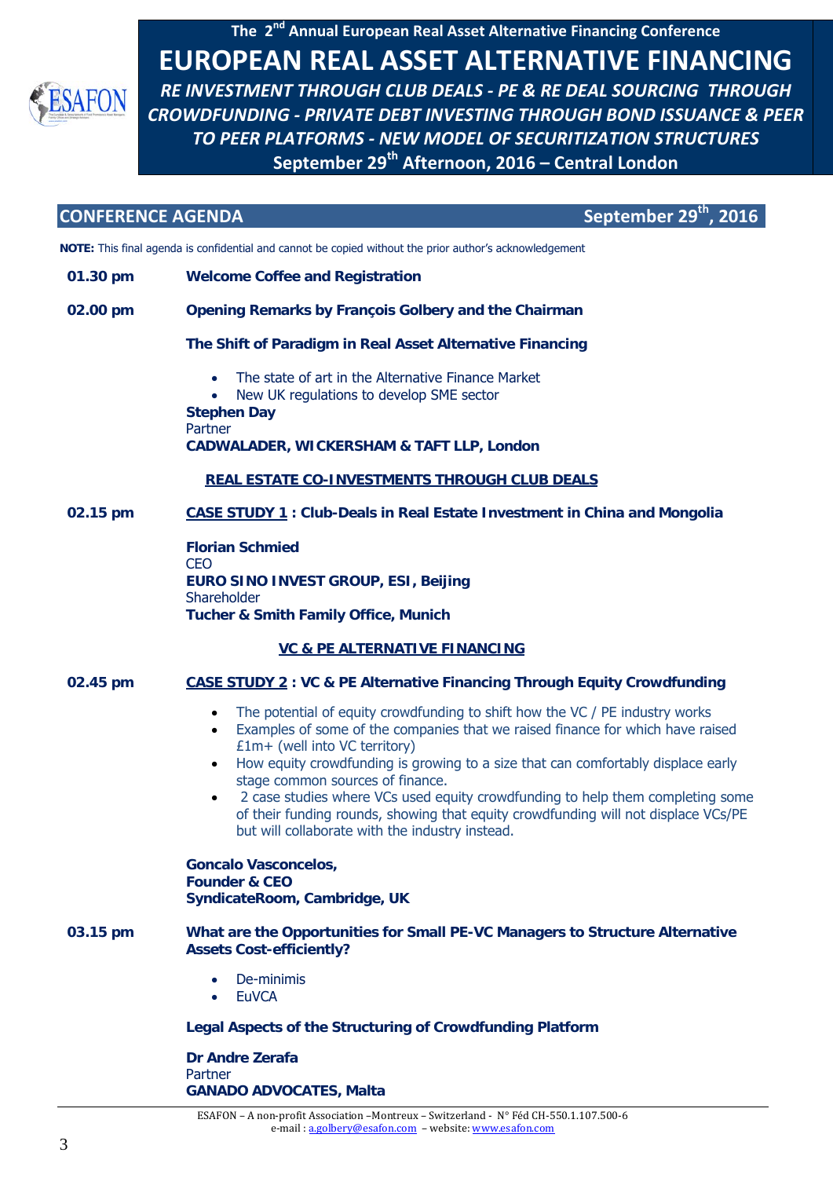The 2nd Annual European Real Asset Alternative Financing Conference

# EUROPEAN REAL ASSET ALTERNATIVE FINANCING

***RE INVESTMENT THROUGH CLUB DEALS - PE & RE DEAL SOURCING THROUGH CROWDFUNDING - PRIVATE DEBT INVESTING THROUGH BOND ISSUANCE & PEER TO PEER PLATFORMS - NEW MODEL OF SECURITIZATION STRUCTURES***

**September 29th Afternoon, 2016 – Central London**

## CONFERENCE AGENDA — September 29th, 2016

**NOTE:** This final agenda is confidential and cannot be copied without the prior author's acknowledgement

**01.30 pm** — **Welcome Coffee and Registration**

**02.00 pm** — **Opening Remarks by François Golbery and the Chairman**

**The Shift of Paradigm in Real Asset Alternative Financing**

- The state of art in the Alternative Finance Market
- New UK regulations to develop SME sector

**Stephen Day**
Partner
**CADWALADER, WICKERSHAM & TAFT LLP, London**

### REAL ESTATE CO-INVESTMENTS THROUGH CLUB DEALS

**02.15 pm** — **CASE STUDY 1 : Club-Deals in Real Estate Investment in China and Mongolia**

**Florian Schmied**
CEO
**EURO SINO INVEST GROUP, ESI, Beijing**
Shareholder
**Tucher & Smith Family Office, Munich**

### VC & PE ALTERNATIVE FINANCING

**02.45 pm** — **CASE STUDY 2 : VC & PE Alternative Financing Through Equity Crowdfunding**

- The potential of equity crowdfunding to shift how the VC / PE industry works
- Examples of some of the companies that we raised finance for which have raised £1m+ (well into VC territory)
- How equity crowdfunding is growing to a size that can comfortably displace early stage common sources of finance.
- 2 case studies where VCs used equity crowdfunding to help them completing some of their funding rounds, showing that equity crowdfunding will not displace VCs/PE but will collaborate with the industry instead.

**Goncalo Vasconcelos,**
**Founder & CEO**
**SyndicateRoom, Cambridge, UK**

**03.15 pm** — **What are the Opportunities for Small PE-VC Managers to Structure Alternative Assets Cost-efficiently?**

- De-minimis
- EuVCA

**Legal Aspects of the Structuring of Crowdfunding Platform**

**Dr Andre Zerafa**
Partner
**GANADO ADVOCATES, Malta**

ESAFON – A non-profit Association –Montreux – Switzerland - N° Féd CH-550.1.107.500-6
e-mail : a.golbery@esafon.com – website: www.esafon.com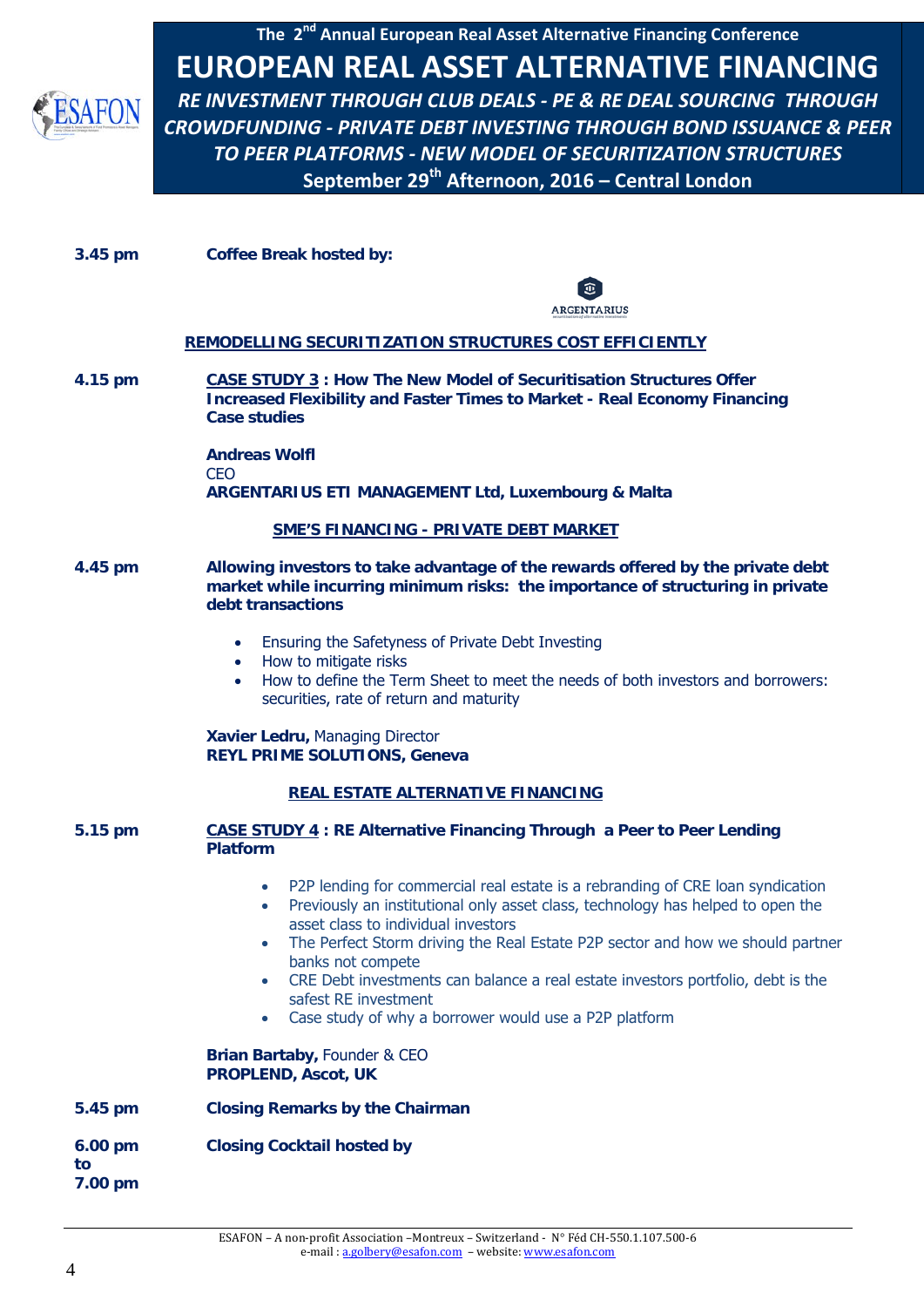The 2nd Annual European Real Asset Alternative Financing Conference

# EUROPEAN REAL ASSET ALTERNATIVE FINANCING

*RE INVESTMENT THROUGH CLUB DEALS - PE & RE DEAL SOURCING THROUGH CROWDFUNDING - PRIVATE DEBT INVESTING THROUGH BOND ISSUANCE & PEER TO PEER PLATFORMS - NEW MODEL OF SECURITIZATION STRUCTURES*

**September 29th Afternoon, 2016 – Central London**

**3.45 pm** **Coffee Break hosted by:**

ARGENTARIUS

## REMODELLING SECURITIZATION STRUCTURES COST EFFICIENTLY

**4.15 pm** **CASE STUDY 3 : How The New Model of Securitisation Structures Offer Increased Flexibility and Faster Times to Market - Real Economy Financing Case studies**

**Andreas Wolfl**
CEO
**ARGENTARIUS ETI MANAGEMENT Ltd, Luxembourg & Malta**

## SME'S FINANCING - PRIVATE DEBT MARKET

**4.45 pm** **Allowing investors to take advantage of the rewards offered by the private debt market while incurring minimum risks: the importance of structuring in private debt transactions**

- Ensuring the Safetyness of Private Debt Investing
- How to mitigate risks
- How to define the Term Sheet to meet the needs of both investors and borrowers: securities, rate of return and maturity

**Xavier Ledru,** Managing Director
**REYL PRIME SOLUTIONS, Geneva**

## REAL ESTATE ALTERNATIVE FINANCING

**5.15 pm** **CASE STUDY 4 : RE Alternative Financing Through a Peer to Peer Lending Platform**

- P2P lending for commercial real estate is a rebranding of CRE loan syndication
- Previously an institutional only asset class, technology has helped to open the asset class to individual investors
- The Perfect Storm driving the Real Estate P2P sector and how we should partner banks not compete
- CRE Debt investments can balance a real estate investors portfolio, debt is the safest RE investment
- Case study of why a borrower would use a P2P platform

**Brian Bartaby,** Founder & CEO
**PROPLEND, Ascot, UK**

**5.45 pm** **Closing Remarks by the Chairman**

**6.00 pm to 7.00 pm** **Closing Cocktail hosted by**

ESAFON – A non-profit Association –Montreux – Switzerland - N° Féd CH-550.1.107.500-6
e-mail : a.golbery@esafon.com – website: www.esafon.com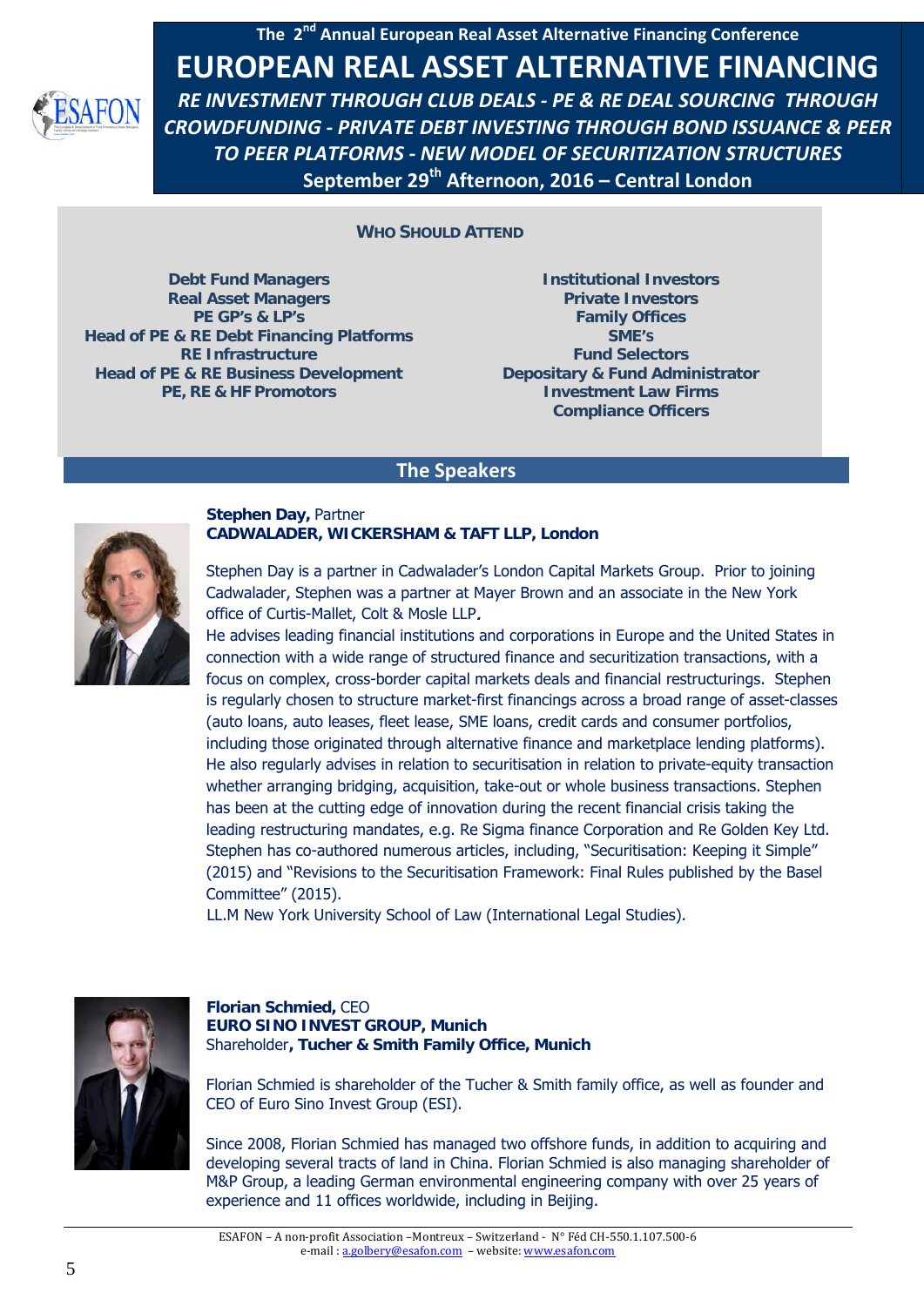The 2nd Annual European Real Asset Alternative Financing Conference

# EUROPEAN REAL ASSET ALTERNATIVE FINANCING

*RE INVESTMENT THROUGH CLUB DEALS - PE & RE DEAL SOURCING THROUGH CROWDFUNDING - PRIVATE DEBT INVESTING THROUGH BOND ISSUANCE & PEER TO PEER PLATFORMS - NEW MODEL OF SECURITIZATION STRUCTURES*

**September 29th Afternoon, 2016 – Central London**

## WHO SHOULD ATTEND

**Debt Fund Managers**
**Real Asset Managers**
**PE GP's & LP's**
**Head of PE & RE Debt Financing Platforms**
**RE Infrastructure**
**Head of PE & RE Business Development**
**PE, RE & HF Promotors**

**Institutional Investors**
**Private Investors**
**Family Offices**
**SME's**
**Fund Selectors**
**Depositary & Fund Administrator**
**Investment Law Firms**
**Compliance Officers**

## The Speakers

**Stephen Day,** Partner
**CADWALADER, WICKERSHAM & TAFT LLP, London**

Stephen Day is a partner in Cadwalader's London Capital Markets Group. Prior to joining Cadwalader, Stephen was a partner at Mayer Brown and an associate in the New York office of Curtis-Mallet, Colt & Mosle LLP.
He advises leading financial institutions and corporations in Europe and the United States in connection with a wide range of structured finance and securitization transactions, with a focus on complex, cross-border capital markets deals and financial restructurings. Stephen is regularly chosen to structure market-first financings across a broad range of asset-classes (auto loans, auto leases, fleet lease, SME loans, credit cards and consumer portfolios, including those originated through alternative finance and marketplace lending platforms). He also regularly advises in relation to securitisation in relation to private-equity transaction whether arranging bridging, acquisition, take-out or whole business transactions. Stephen has been at the cutting edge of innovation during the recent financial crisis taking the leading restructuring mandates, e.g. Re Sigma finance Corporation and Re Golden Key Ltd. Stephen has co-authored numerous articles, including, "Securitisation: Keeping it Simple" (2015) and "Revisions to the Securitisation Framework: Final Rules published by the Basel Committee" (2015).
LL.M New York University School of Law (International Legal Studies).

**Florian Schmied,** CEO
**EURO SINO INVEST GROUP, Munich**
Shareholder**, Tucher & Smith Family Office, Munich**

Florian Schmied is shareholder of the Tucher & Smith family office, as well as founder and CEO of Euro Sino Invest Group (ESI).

Since 2008, Florian Schmied has managed two offshore funds, in addition to acquiring and developing several tracts of land in China. Florian Schmied is also managing shareholder of M&P Group, a leading German environmental engineering company with over 25 years of experience and 11 offices worldwide, including in Beijing.

ESAFON – A non-profit Association –Montreux – Switzerland - N° Féd CH-550.1.107.500-6
e-mail : a.golbery@esafon.com – website: www.esafon.com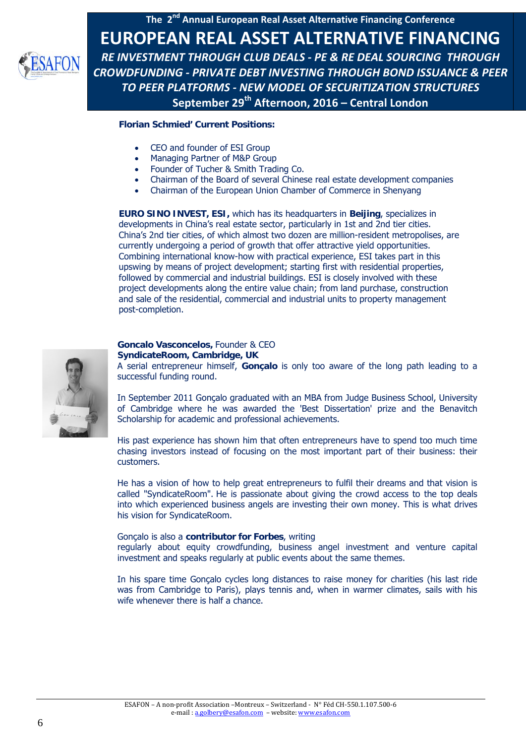**Florian Schmied' Current Positions:**

- CEO and founder of ESI Group
- Managing Partner of M&P Group
- Founder of Tucher & Smith Trading Co.
- Chairman of the Board of several Chinese real estate development companies
- Chairman of the European Union Chamber of Commerce in Shenyang

**EURO SINO INVEST, ESI,** which has its headquarters in **Beijing**, specializes in developments in China's real estate sector, particularly in 1st and 2nd tier cities. China's 2nd tier cities, of which almost two dozen are million-resident metropolises, are currently undergoing a period of growth that offer attractive yield opportunities. Combining international know-how with practical experience, ESI takes part in this upswing by means of project development; starting first with residential properties, followed by commercial and industrial buildings. ESI is closely involved with these project developments along the entire value chain; from land purchase, construction and sale of the residential, commercial and industrial units to property management post-completion.

**Goncalo Vasconcelos,** Founder & CEO
**SyndicateRoom, Cambridge, UK**

A serial entrepreneur himself, **Gonçalo** is only too aware of the long path leading to a successful funding round.

In September 2011 Gonçalo graduated with an MBA from Judge Business School, University of Cambridge where he was awarded the 'Best Dissertation' prize and the Benavitch Scholarship for academic and professional achievements.

His past experience has shown him that often entrepreneurs have to spend too much time chasing investors instead of focusing on the most important part of their business: their customers.

He has a vision of how to help great entrepreneurs to fulfil their dreams and that vision is called "SyndicateRoom". He is passionate about giving the crowd access to the top deals into which experienced business angels are investing their own money. This is what drives his vision for SyndicateRoom.

Gonçalo is also a **contributor for Forbes**, writing regularly about equity crowdfunding, business angel investment and venture capital investment and speaks regularly at public events about the same themes.

In his spare time Gonçalo cycles long distances to raise money for charities (his last ride was from Cambridge to Paris), plays tennis and, when in warmer climates, sails with his wife whenever there is half a chance.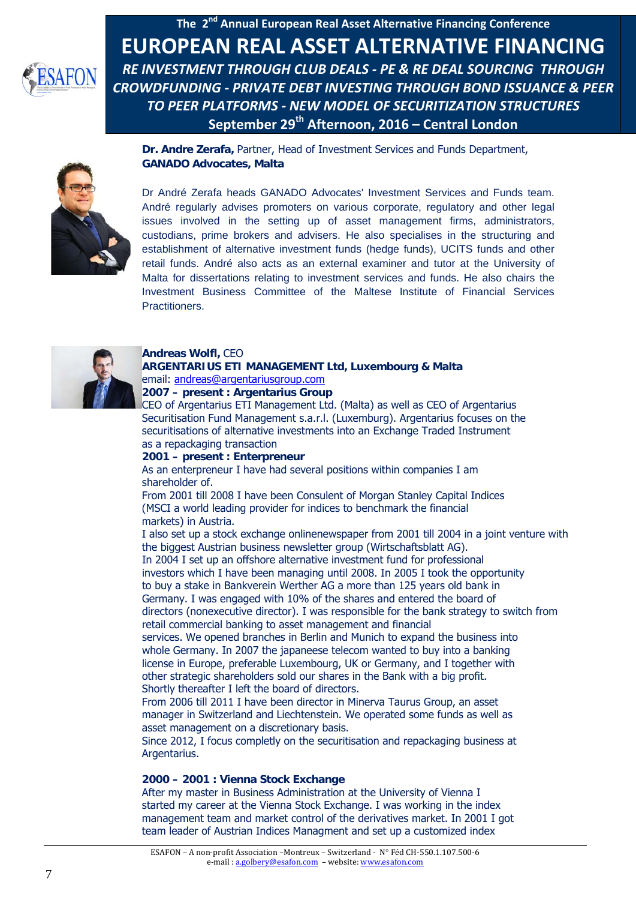The 2nd Annual European Real Asset Alternative Financing Conference

# EUROPEAN REAL ASSET ALTERNATIVE FINANCING

*RE INVESTMENT THROUGH CLUB DEALS - PE & RE DEAL SOURCING THROUGH CROWDFUNDING - PRIVATE DEBT INVESTING THROUGH BOND ISSUANCE & PEER TO PEER PLATFORMS - NEW MODEL OF SECURITIZATION STRUCTURES*

**September 29th Afternoon, 2016 – Central London**

**Dr. Andre Zerafa,** Partner, Head of Investment Services and Funds Department, **GANADO Advocates, Malta**

Dr André Zerafa heads GANADO Advocates' Investment Services and Funds team. André regularly advises promoters on various corporate, regulatory and other legal issues involved in the setting up of asset management firms, administrators, custodians, prime brokers and advisers. He also specialises in the structuring and establishment of alternative investment funds (hedge funds), UCITS funds and other retail funds. André also acts as an external examiner and tutor at the University of Malta for dissertations relating to investment services and funds. He also chairs the Investment Business Committee of the Maltese Institute of Financial Services Practitioners.

**Andreas Wolfl,** CEO
**ARGENTARIUS ETI MANAGEMENT Ltd, Luxembourg & Malta**
email: andreas@argentariusgroup.com

**2007 – present : Argentarius Group**

CEO of Argentarius ETI Management Ltd. (Malta) as well as CEO of Argentarius Securitisation Fund Management s.a.r.l. (Luxemburg). Argentarius focuses on the securitisations of alternative investments into an Exchange Traded Instrument as a repackaging transaction

**2001 – present : Enterpreneur**

As an enterpreneur I have had several positions within companies I am shareholder of.

From 2001 till 2008 I have been Consulent of Morgan Stanley Capital Indices (MSCI a world leading provider for indices to benchmark the financial markets) in Austria.

I also set up a stock exchange onlinenewspaper from 2001 till 2004 in a joint venture with the biggest Austrian business newsletter group (Wirtschaftsblatt AG).

In 2004 I set up an offshore alternative investment fund for professional investors which I have been managing until 2008. In 2005 I took the opportunity to buy a stake in Bankverein Werther AG a more than 125 years old bank in Germany. I was engaged with 10% of the shares and entered the board of directors (nonexecutive director). I was responsible for the bank strategy to switch from retail commercial banking to asset management and financial services. We opened branches in Berlin and Munich to expand the business into whole Germany. In 2007 the japaneese telecom wanted to buy into a banking license in Europe, preferable Luxembourg, UK or Germany, and I together with other strategic shareholders sold our shares in the Bank with a big profit. Shortly thereafter I left the board of directors.

From 2006 till 2011 I have been director in Minerva Taurus Group, an asset manager in Switzerland and Liechtenstein. We operated some funds as well as asset management on a discretionary basis.

Since 2012, I focus completly on the securitisation and repackaging business at Argentarius.

**2000 – 2001 : Vienna Stock Exchange**

After my master in Business Administration at the University of Vienna I started my career at the Vienna Stock Exchange. I was working in the index management team and market control of the derivatives market. In 2001 I got team leader of Austrian Indices Managment and set up a customized index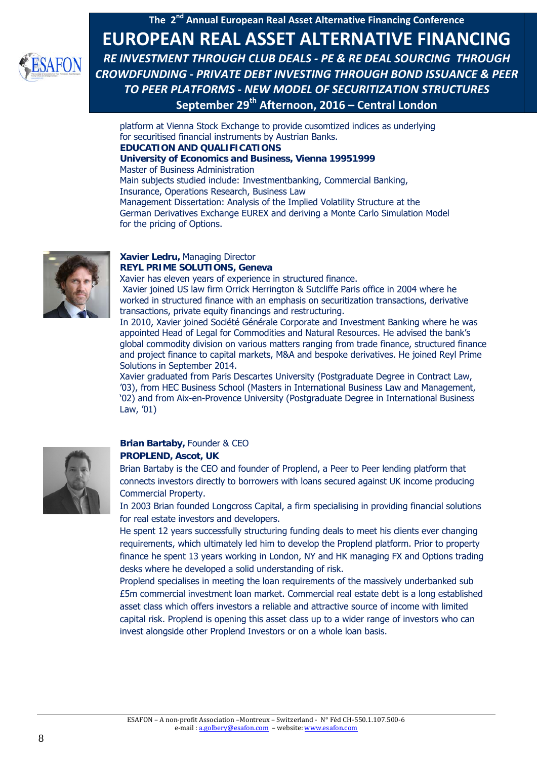platform at Vienna Stock Exchange to provide cusomtized indices as underlying for securitised financial instruments by Austrian Banks.

**EDUCATION AND QUALIFICATIONS**

**University of Economics and Business, Vienna 19951999**

Master of Business Administration

Main subjects studied include: Investmentbanking, Commercial Banking, Insurance, Operations Research, Business Law

Management Dissertation: Analysis of the Implied Volatility Structure at the German Derivatives Exchange EUREX and deriving a Monte Carlo Simulation Model for the pricing of Options.

**Xavier Ledru,** Managing Director
**REYL PRIME SOLUTIONS, Geneva**

Xavier has eleven years of experience in structured finance.

Xavier joined US law firm Orrick Herrington & Sutcliffe Paris office in 2004 where he worked in structured finance with an emphasis on securitization transactions, derivative transactions, private equity financings and restructuring.

In 2010, Xavier joined Société Générale Corporate and Investment Banking where he was appointed Head of Legal for Commodities and Natural Resources. He advised the bank's global commodity division on various matters ranging from trade finance, structured finance and project finance to capital markets, M&A and bespoke derivatives. He joined Reyl Prime Solutions in September 2014.

Xavier graduated from Paris Descartes University (Postgraduate Degree in Contract Law, '03), from HEC Business School (Masters in International Business Law and Management, '02) and from Aix-en-Provence University (Postgraduate Degree in International Business Law, '01)

**Brian Bartaby,** Founder & CEO
**PROPLEND, Ascot, UK**

Brian Bartaby is the CEO and founder of Proplend, a Peer to Peer lending platform that connects investors directly to borrowers with loans secured against UK income producing Commercial Property.

In 2003 Brian founded Longcross Capital, a firm specialising in providing financial solutions for real estate investors and developers.

He spent 12 years successfully structuring funding deals to meet his clients ever changing requirements, which ultimately led him to develop the Proplend platform. Prior to property finance he spent 13 years working in London, NY and HK managing FX and Options trading desks where he developed a solid understanding of risk.

Proplend specialises in meeting the loan requirements of the massively underbanked sub £5m commercial investment loan market. Commercial real estate debt is a long established asset class which offers investors a reliable and attractive source of income with limited capital risk. Proplend is opening this asset class up to a wider range of investors who can invest alongside other Proplend Investors or on a whole loan basis.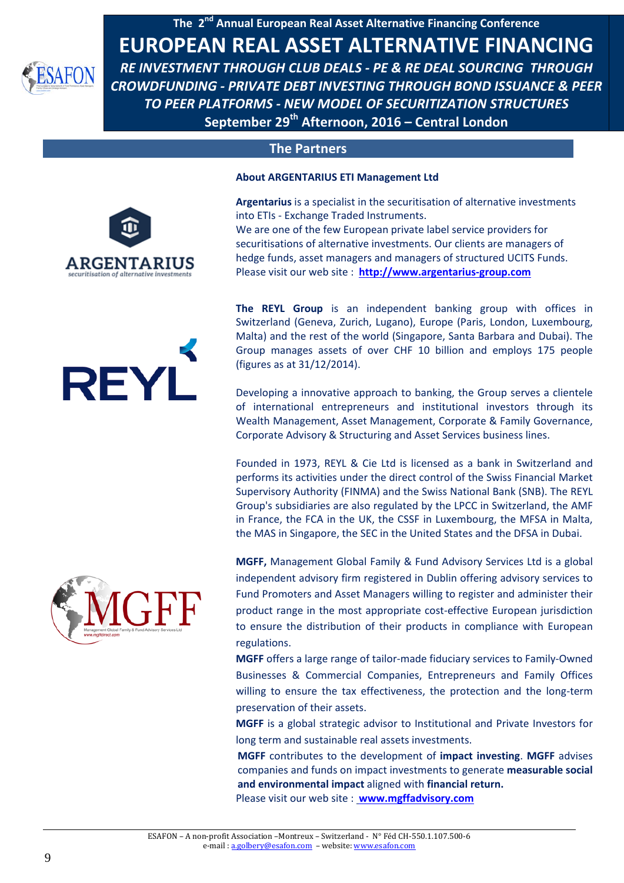## The Partners

### About ARGENTARIUS ETI Management Ltd

**Argentarius** is a specialist in the securitisation of alternative investments into ETIs - Exchange Traded Instruments.
We are one of the few European private label service providers for securitisations of alternative investments. Our clients are managers of hedge funds, asset managers and managers of structured UCITS Funds.
Please visit our web site : **http://www.argentarius-group.com**

**The REYL Group** is an independent banking group with offices in Switzerland (Geneva, Zurich, Lugano), Europe (Paris, London, Luxembourg, Malta) and the rest of the world (Singapore, Santa Barbara and Dubai). The Group manages assets of over CHF 10 billion and employs 175 people (figures as at 31/12/2014).

Developing a innovative approach to banking, the Group serves a clientele of international entrepreneurs and institutional investors through its Wealth Management, Asset Management, Corporate & Family Governance, Corporate Advisory & Structuring and Asset Services business lines.

Founded in 1973, REYL & Cie Ltd is licensed as a bank in Switzerland and performs its activities under the direct control of the Swiss Financial Market Supervisory Authority (FINMA) and the Swiss National Bank (SNB). The REYL Group's subsidiaries are also regulated by the LPCC in Switzerland, the AMF in France, the FCA in the UK, the CSSF in Luxembourg, the MFSA in Malta, the MAS in Singapore, the SEC in the United States and the DFSA in Dubai.

**MGFF,** Management Global Family & Fund Advisory Services Ltd is a global independent advisory firm registered in Dublin offering advisory services to Fund Promoters and Asset Managers willing to register and administer their product range in the most appropriate cost-effective European jurisdiction to ensure the distribution of their products in compliance with European regulations.

**MGFF** offers a large range of tailor-made fiduciary services to Family-Owned Businesses & Commercial Companies, Entrepreneurs and Family Offices willing to ensure the tax effectiveness, the protection and the long-term preservation of their assets.

**MGFF** is a global strategic advisor to Institutional and Private Investors for long term and sustainable real assets investments.

**MGFF** contributes to the development of **impact investing**. **MGFF** advises companies and funds on impact investments to generate **measurable social and environmental impact** aligned with **financial return.**
Please visit our web site : **www.mgffadvisory.com**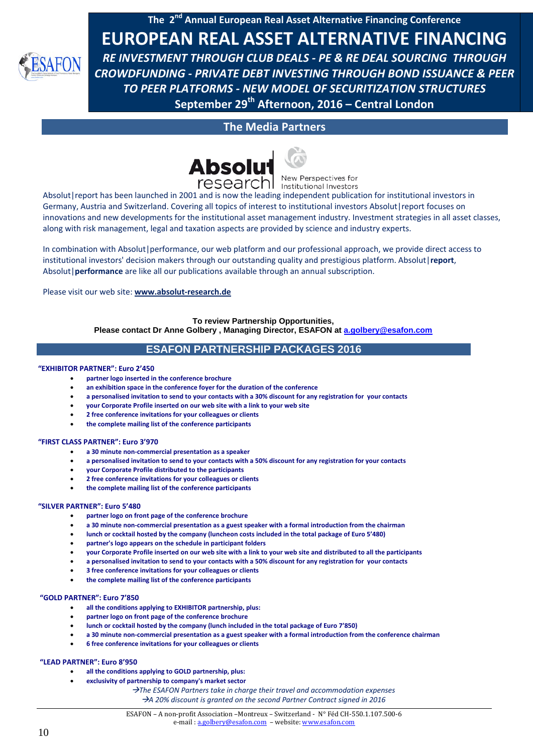The 2nd Annual European Real Asset Alternative Financing Conference

# EUROPEAN REAL ASSET ALTERNATIVE FINANCING

*RE INVESTMENT THROUGH CLUB DEALS - PE & RE DEAL SOURCING THROUGH CROWDFUNDING - PRIVATE DEBT INVESTING THROUGH BOND ISSUANCE & PEER TO PEER PLATFORMS - NEW MODEL OF SECURITIZATION STRUCTURES*

**September 29th Afternoon, 2016 – Central London**

## The Media Partners

Absolut research — New Perspectives for Institutional Investors

Absolut|report has been launched in 2001 and is now the leading independent publication for institutional investors in Germany, Austria and Switzerland. Covering all topics of interest to institutional investors Absolut|report focuses on innovations and new developments for the institutional asset management industry. Investment strategies in all asset classes, along with risk management, legal and taxation aspects are provided by science and industry experts.

In combination with Absolut|performance, our web platform and our professional approach, we provide direct access to institutional investors' decision makers through our outstanding quality and prestigious platform. Absolut|**report**, Absolut|**performance** are like all our publications available through an annual subscription.

Please visit our web site: **www.absolut-research.de**

**To review Partnership Opportunities,**
**Please contact Dr Anne Golbery , Managing Director, ESAFON at a.golbery@esafon.com**

## ESAFON PARTNERSHIP PACKAGES 2016

**"EXHIBITOR PARTNER": Euro 2'450**

- partner logo inserted in the conference brochure
- an exhibition space in the conference foyer for the duration of the conference
- a personalised invitation to send to your contacts with a 30% discount for any registration for your contacts
- your Corporate Profile inserted on our web site with a link to your web site
- 2 free conference invitations for your colleagues or clients
- the complete mailing list of the conference participants

**"FIRST CLASS PARTNER": Euro 3'970**

- a 30 minute non-commercial presentation as a speaker
- a personalised invitation to send to your contacts with a 50% discount for any registration for your contacts
- your Corporate Profile distributed to the participants
- 2 free conference invitations for your colleagues or clients
- the complete mailing list of the conference participants

**"SILVER PARTNER": Euro 5'480**

- partner logo on front page of the conference brochure
- a 30 minute non-commercial presentation as a guest speaker with a formal introduction from the chairman
- lunch or cocktail hosted by the company (luncheon costs included in the total package of Euro 5'480)
- partner's logo appears on the schedule in participant folders
- your Corporate Profile inserted on our web site with a link to your web site and distributed to all the participants
- a personalised invitation to send to your contacts with a 50% discount for any registration for your contacts
- 3 free conference invitations for your colleagues or clients
- the complete mailing list of the conference participants

**"GOLD PARTNER": Euro 7'850**

- all the conditions applying to EXHIBITOR partnership, plus:
- partner logo on front page of the conference brochure
- lunch or cocktail hosted by the company (lunch included in the total package of Euro 7'850)
- a 30 minute non-commercial presentation as a guest speaker with a formal introduction from the conference chairman
- 6 free conference invitations for your colleagues or clients

**"LEAD PARTNER": Euro 8'950**

- all the conditions applying to GOLD partnership, plus:
- exclusivity of partnership to company's market sector

*→The ESAFON Partners take in charge their travel and accommodation expenses*
*→A 20% discount is granted on the second Partner Contract signed in 2016*

ESAFON – A non-profit Association –Montreux – Switzerland - N° Féd CH-550.1.107.500-6
e-mail : a.golbery@esafon.com – website: www.esafon.com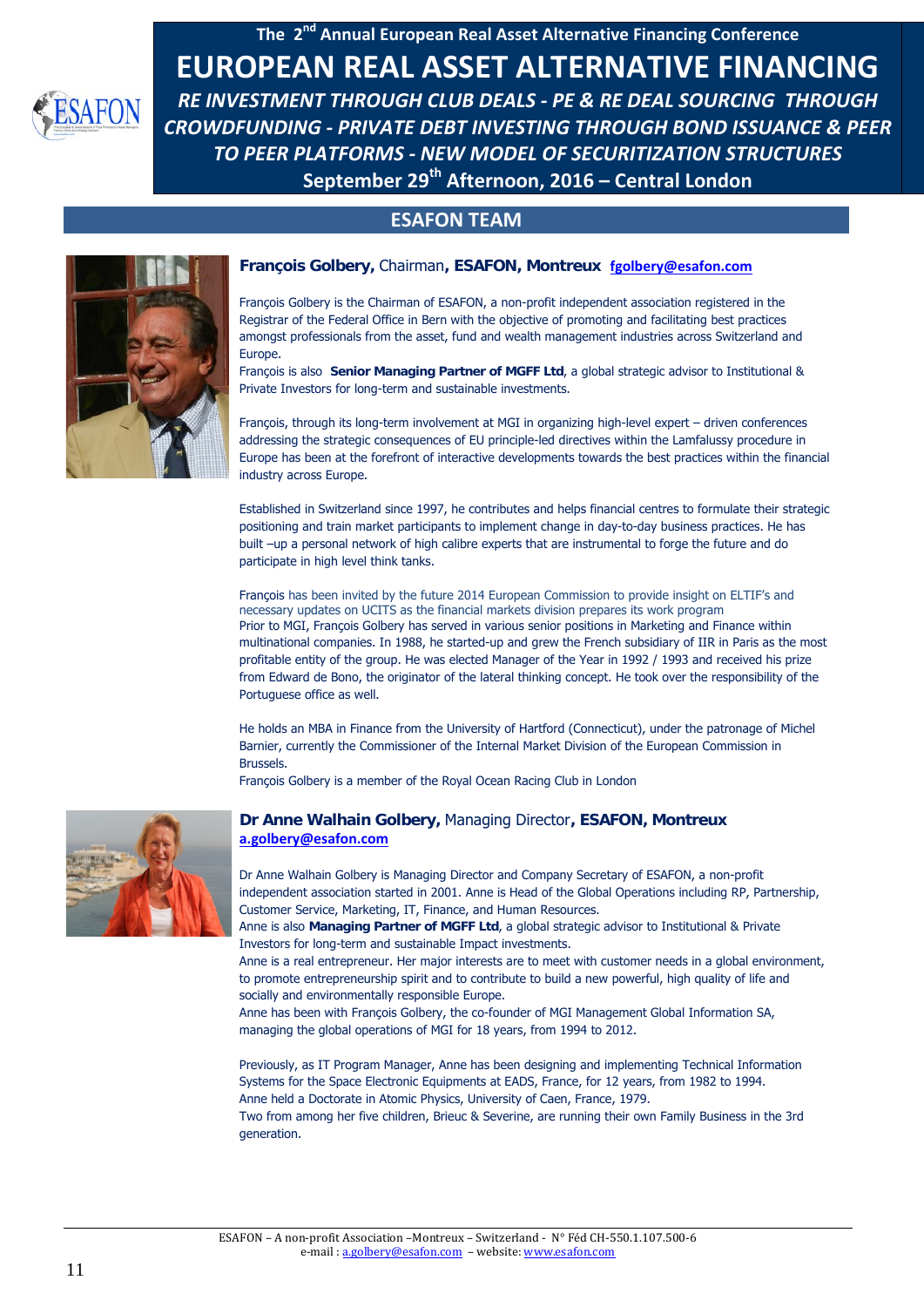# The 2nd Annual European Real Asset Alternative Financing Conference

# EUROPEAN REAL ASSET ALTERNATIVE FINANCING

***RE INVESTMENT THROUGH CLUB DEALS - PE & RE DEAL SOURCING THROUGH CROWDFUNDING - PRIVATE DEBT INVESTING THROUGH BOND ISSUANCE & PEER TO PEER PLATFORMS - NEW MODEL OF SECURITIZATION STRUCTURES***

**September 29th Afternoon, 2016 – Central London**

## ESAFON TEAM

### **François Golbery,** Chairman**, ESAFON, Montreux** fgolbery@esafon.com

François Golbery is the Chairman of ESAFON, a non-profit independent association registered in the Registrar of the Federal Office in Bern with the objective of promoting and facilitating best practices amongst professionals from the asset, fund and wealth management industries across Switzerland and Europe.

François is also **Senior Managing Partner of MGFF Ltd**, a global strategic advisor to Institutional & Private Investors for long-term and sustainable investments.

François, through its long-term involvement at MGI in organizing high-level expert – driven conferences addressing the strategic consequences of EU principle-led directives within the Lamfalussy procedure in Europe has been at the forefront of interactive developments towards the best practices within the financial industry across Europe.

Established in Switzerland since 1997, he contributes and helps financial centres to formulate their strategic positioning and train market participants to implement change in day-to-day business practices. He has built –up a personal network of high calibre experts that are instrumental to forge the future and do participate in high level think tanks.

François has been invited by the future 2014 European Commission to provide insight on ELTIF's and necessary updates on UCITS as the financial markets division prepares its work program

Prior to MGI, François Golbery has served in various senior positions in Marketing and Finance within multinational companies. In 1988, he started-up and grew the French subsidiary of IIR in Paris as the most profitable entity of the group. He was elected Manager of the Year in 1992 / 1993 and received his prize from Edward de Bono, the originator of the lateral thinking concept. He took over the responsibility of the Portuguese office as well.

He holds an MBA in Finance from the University of Hartford (Connecticut), under the patronage of Michel Barnier, currently the Commissioner of the Internal Market Division of the European Commission in Brussels.

François Golbery is a member of the Royal Ocean Racing Club in London

### **Dr Anne Walhain Golbery,** Managing Director**, ESAFON, Montreux** a.golbery@esafon.com

Dr Anne Walhain Golbery is Managing Director and Company Secretary of ESAFON, a non-profit independent association started in 2001. Anne is Head of the Global Operations including RP, Partnership, Customer Service, Marketing, IT, Finance, and Human Resources.

Anne is also **Managing Partner of MGFF Ltd**, a global strategic advisor to Institutional & Private Investors for long-term and sustainable Impact investments.

Anne is a real entrepreneur. Her major interests are to meet with customer needs in a global environment, to promote entrepreneurship spirit and to contribute to build a new powerful, high quality of life and socially and environmentally responsible Europe.

Anne has been with François Golbery, the co-founder of MGI Management Global Information SA, managing the global operations of MGI for 18 years, from 1994 to 2012.

Previously, as IT Program Manager, Anne has been designing and implementing Technical Information Systems for the Space Electronic Equipments at EADS, France, for 12 years, from 1982 to 1994.

Anne held a Doctorate in Atomic Physics, University of Caen, France, 1979.

Two from among her five children, Brieuc & Severine, are running their own Family Business in the 3rd generation.

ESAFON – A non-profit Association –Montreux – Switzerland - N° Féd CH-550.1.107.500-6
e-mail : a.golbery@esafon.com – website: www.esafon.com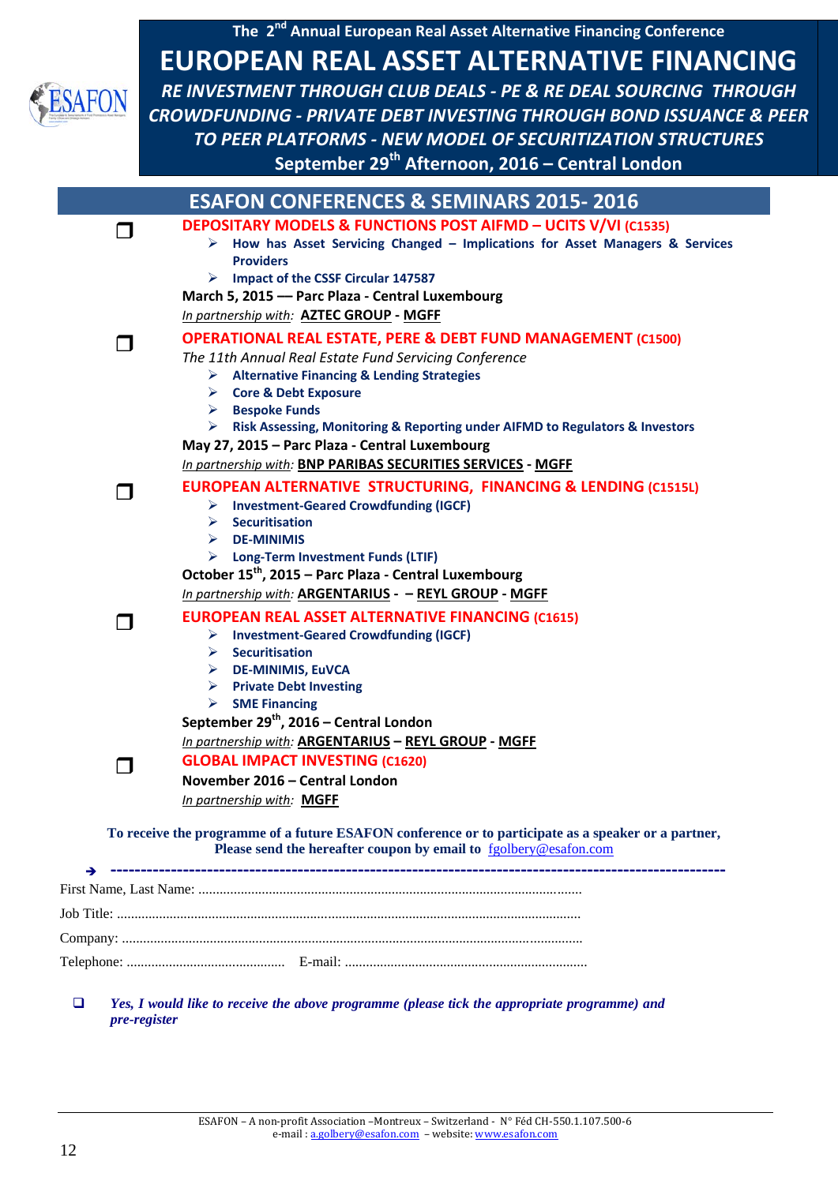The 2nd Annual European Real Asset Alternative Financing Conference

# EUROPEAN REAL ASSET ALTERNATIVE FINANCING

***RE INVESTMENT THROUGH CLUB DEALS - PE & RE DEAL SOURCING THROUGH CROWDFUNDING - PRIVATE DEBT INVESTING THROUGH BOND ISSUANCE & PEER TO PEER PLATFORMS - NEW MODEL OF SECURITIZATION STRUCTURES***

**September 29th Afternoon, 2016 – Central London**

## ESAFON CONFERENCES & SEMINARS 2015- 2016

☐ **DEPOSITARY MODELS & FUNCTIONS POST AIFMD – UCITS V/VI (C1535)**

- **How has Asset Servicing Changed – Implications for Asset Managers & Services Providers**
- **Impact of the CSSF Circular 147587**

**March 5, 2015 — Parc Plaza - Central Luxembourg**

*In partnership with:* **AZTEC GROUP** - **MGFF**

☐ **OPERATIONAL REAL ESTATE, PERE & DEBT FUND MANAGEMENT (C1500)**

*The 11th Annual Real Estate Fund Servicing Conference*

- **Alternative Financing & Lending Strategies**
- **Core & Debt Exposure**
- **Bespoke Funds**
- **Risk Assessing, Monitoring & Reporting under AIFMD to Regulators & Investors**

**May 27, 2015 – Parc Plaza - Central Luxembourg**

*In partnership with:* **BNP PARIBAS SECURITIES SERVICES** - **MGFF**

☐ **EUROPEAN ALTERNATIVE STRUCTURING, FINANCING & LENDING (C1515L)**

- **Investment-Geared Crowdfunding (IGCF)**
- **Securitisation**
- **DE-MINIMIS**
- **Long-Term Investment Funds (LTIF)**

**October 15th, 2015 – Parc Plaza - Central Luxembourg**

*In partnership with:* **ARGENTARIUS** - – **REYL GROUP** - **MGFF**

☐ **EUROPEAN REAL ASSET ALTERNATIVE FINANCING (C1615)**

- **Investment-Geared Crowdfunding (IGCF)**
- **Securitisation**
- **DE-MINIMIS, EuVCA**
- **Private Debt Investing**
- **SME Financing**

**September 29th, 2016 – Central London**

*In partnership with:* **ARGENTARIUS** – **REYL GROUP** - **MGFF**

☐ **GLOBAL IMPACT INVESTING (C1620)**

**November 2016 – Central London**

*In partnership with:* **MGFF**

**To receive the programme of a future ESAFON conference or to participate as a speaker or a partner, Please send the hereafter coupon by email to** fgolbery@esafon.com

→ ---------------------------------------------------------------------------------------------------

First Name, Last Name: ..........................................................................................................

Job Title: ..................................................................................................................................

Company: .................................................................................................................................

Telephone: ............................................ E-mail: ....................................................................

☐ ***Yes, I would like to receive the above programme (please tick the appropriate programme) and pre-register***

ESAFON – A non-profit Association –Montreux – Switzerland - N° Féd CH-550.1.107.500-6
e-mail : a.golbery@esafon.com – website: www.esafon.com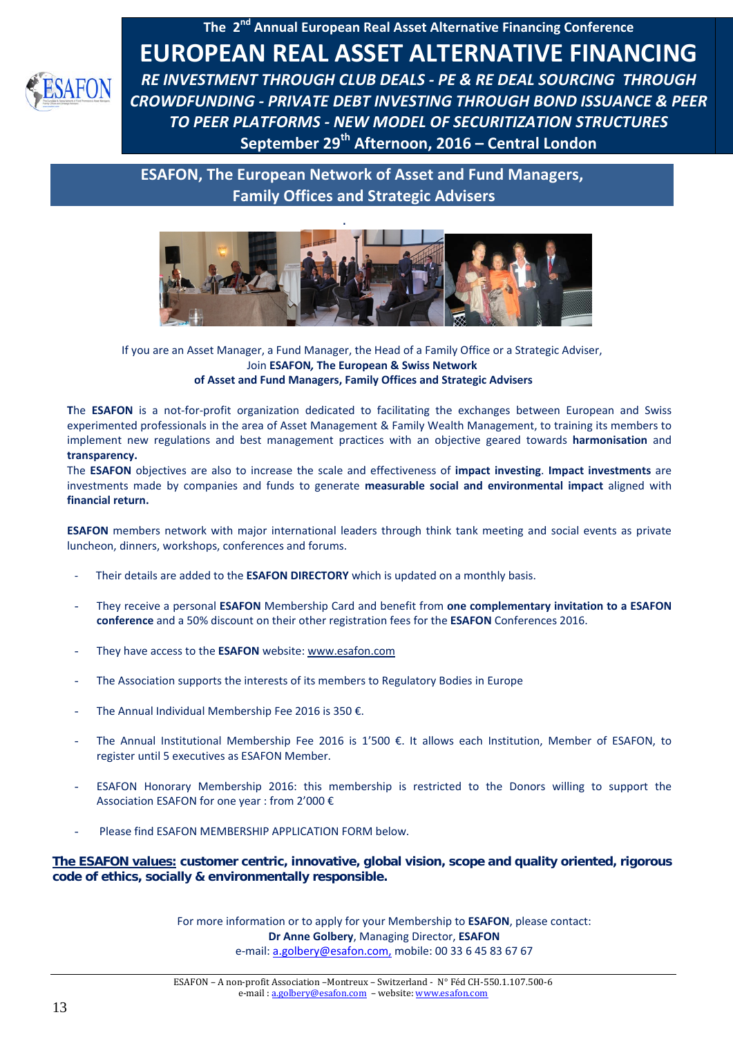The 2nd Annual European Real Asset Alternative Financing Conference

# EUROPEAN REAL ASSET ALTERNATIVE FINANCING

***RE INVESTMENT THROUGH CLUB DEALS - PE & RE DEAL SOURCING THROUGH CROWDFUNDING - PRIVATE DEBT INVESTING THROUGH BOND ISSUANCE & PEER TO PEER PLATFORMS - NEW MODEL OF SECURITIZATION STRUCTURES***

**September 29th Afternoon, 2016 – Central London**

## ESAFON, The European Network of Asset and Fund Managers, Family Offices and Strategic Advisers

If you are an Asset Manager, a Fund Manager, the Head of a Family Office or a Strategic Adviser,
Join **ESAFON, The European & Swiss Network**
**of Asset and Fund Managers, Family Offices and Strategic Advisers**

**T**he **ESAFON** is a not-for-profit organization dedicated to facilitating the exchanges between European and Swiss experimented professionals in the area of Asset Management & Family Wealth Management, to training its members to implement new regulations and best management practices with an objective geared towards **harmonisation** and **transparency.**

The **ESAFON** objectives are also to increase the scale and effectiveness of **impact investing**. **Impact investments** are investments made by companies and funds to generate **measurable social and environmental impact** aligned with **financial return.**

**ESAFON** members network with major international leaders through think tank meeting and social events as private luncheon, dinners, workshops, conferences and forums.

- Their details are added to the **ESAFON DIRECTORY** which is updated on a monthly basis.
- They receive a personal **ESAFON** Membership Card and benefit from **one complementary invitation to a ESAFON conference** and a 50% discount on their other registration fees for the **ESAFON** Conferences 2016.
- They have access to the **ESAFON** website: www.esafon.com
- The Association supports the interests of its members to Regulatory Bodies in Europe
- The Annual Individual Membership Fee 2016 is 350 €.
- The Annual Institutional Membership Fee 2016 is 1'500 €. It allows each Institution, Member of ESAFON, to register until 5 executives as ESAFON Member.
- ESAFON Honorary Membership 2016: this membership is restricted to the Donors willing to support the Association ESAFON for one year : from 2'000 €
- Please find ESAFON MEMBERSHIP APPLICATION FORM below.

**The ESAFON values: customer centric, innovative, global vision, scope and quality oriented, rigorous code of ethics, socially & environmentally responsible.**

For more information or to apply for your Membership to **ESAFON**, please contact:
**Dr Anne Golbery**, Managing Director, **ESAFON**
e-mail: a.golbery@esafon.com, mobile: 00 33 6 45 83 67 67

ESAFON – A non-profit Association –Montreux – Switzerland - N° Féd CH-550.1.107.500-6
e-mail : a.golbery@esafon.com – website: www.esafon.com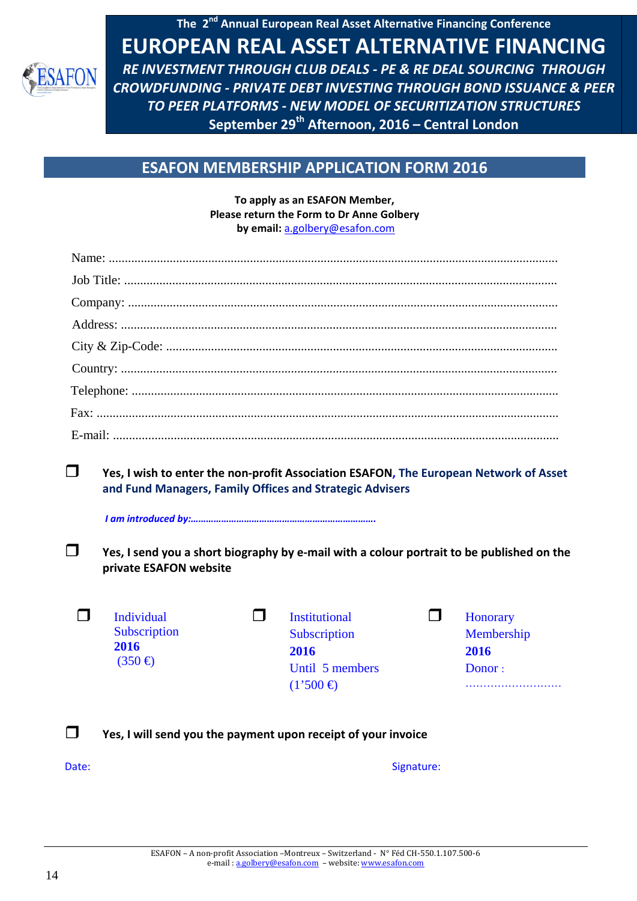The 2nd Annual European Real Asset Alternative Financing Conference

# EUROPEAN REAL ASSET ALTERNATIVE FINANCING

***RE INVESTMENT THROUGH CLUB DEALS - PE & RE DEAL SOURCING THROUGH CROWDFUNDING - PRIVATE DEBT INVESTING THROUGH BOND ISSUANCE & PEER TO PEER PLATFORMS - NEW MODEL OF SECURITIZATION STRUCTURES***

**September 29th Afternoon, 2016 – Central London**

## ESAFON MEMBERSHIP APPLICATION FORM 2016

**To apply as an ESAFON Member,**
**Please return the Form to Dr Anne Golbery**
**by email:** a.golbery@esafon.com

Name: ...........................................................................................................................................

Job Title: .......................................................................................................................................

Company: ......................................................................................................................................

Address: ........................................................................................................................................

City & Zip-Code: ..........................................................................................................................

Country: ........................................................................................................................................

Telephone: .....................................................................................................................................

Fax: ...............................................................................................................................................

E-mail: ...........................................................................................................................................

❐ **Yes, I wish to enter the non-profit Association ESAFON, The European Network of Asset and Fund Managers, Family Offices and Strategic Advisers**

***I am introduced by:........................................................................***

❐ **Yes, I send you a short biography by e-mail with a colour portrait to be published on the private ESAFON website**

❐ Individual Subscription **2016** (350 €)

❐ Institutional Subscription **2016** Until 5 members (1'500 €)

❐ Honorary Membership **2016** Donor : ...........................

❐ **Yes, I will send you the payment upon receipt of your invoice**

Date: Signature:

ESAFON – A non-profit Association –Montreux – Switzerland - N° Féd CH-550.1.107.500-6
e-mail : a.golbery@esafon.com – website: www.esafon.com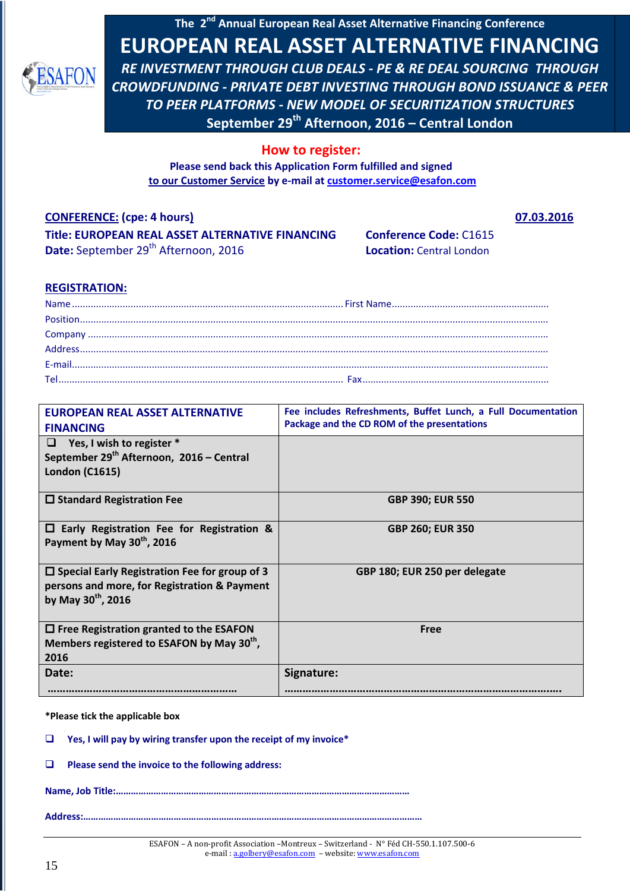The 2nd Annual European Real Asset Alternative Financing Conference

# EUROPEAN REAL ASSET ALTERNATIVE FINANCING

***RE INVESTMENT THROUGH CLUB DEALS - PE & RE DEAL SOURCING THROUGH CROWDFUNDING - PRIVATE DEBT INVESTING THROUGH BOND ISSUANCE & PEER TO PEER PLATFORMS - NEW MODEL OF SECURITIZATION STRUCTURES***

**September 29th Afternoon, 2016 – Central London**

## How to register:

**Please send back this Application Form fulfilled and signed to our Customer Service by e-mail at customer.service@esafon.com**

**CONFERENCE: (cpe: 4 hours)** **07.03.2016**

**Title: EUROPEAN REAL ASSET ALTERNATIVE FINANCING**
**Date:** September 29th Afternoon, 2016

**Conference Code:** C1615
**Location:** Central London

**REGISTRATION:**

Name ........................................................................................................ First Name..........................................................

Position..................................................................................................................................................................

Company ...............................................................................................................................................................

Address..................................................................................................................................................................

E-mail....................................................................................................................................................................

Tel.......................................................................................................... Fax......................................................................

| **EUROPEAN REAL ASSET ALTERNATIVE FINANCING** | **Fee includes Refreshments, Buffet Lunch, a Full Documentation Package and the CD ROM of the presentations** |
|---|---|
| ❑ **Yes, I wish to register \* September 29th Afternoon, 2016 – Central London (C1615)** | |
| ☐ **Standard Registration Fee** | **GBP 390; EUR 550** |
| ☐ **Early Registration Fee for Registration & Payment by May 30th, 2016** | **GBP 260; EUR 350** |
| ☐ **Special Early Registration Fee for group of 3 persons and more, for Registration & Payment by May 30th, 2016** | **GBP 180; EUR 250 per delegate** |
| ☐ **Free Registration granted to the ESAFON Members registered to ESAFON by May 30th, 2016** | **Free** |
| **Date:** ……………………………………………………… | **Signature:** ……………………………………………………………………………… |

**\*Please tick the applicable box**

❑ **Yes, I will pay by wiring transfer upon the receipt of my invoice\***

❑ **Please send the invoice to the following address:**

**Name, Job Title:**………………………………………………………………………………………………………

**Address:**………………………………………………………………………………………………………………

ESAFON – A non-profit Association –Montreux – Switzerland - N° Féd CH-550.1.107.500-6
e-mail : a.golbery@esafon.com – website: www.esafon.com